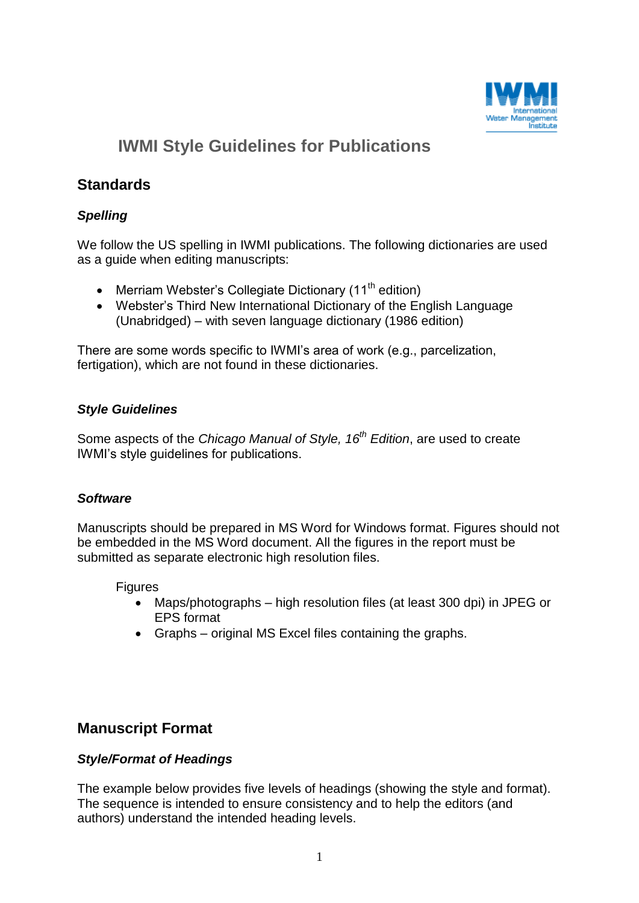# IWMI Style Guidelines for Publications

## Standards

### *Spelling*

We follow the US spelling in IWMI publications. The following dictionaries are used as a guide when editing manuscripts:

- Merriam Webster's Collegiate Dictionary (11th edition)
- Webster's Third New International Dictionary of the English Language (Unabridged) – with seven language dictionary (1986 edition)

There are some words specific to IWMI's area of work (e.g., parcelization, fertigation), which are not found in these dictionaries.

### *Style Guidelines*

Some aspects of the *Chicago Manual of Style, 16th Edition*, are used to create IWMI's style guidelines for publications.

### *Software*

Manuscripts should be prepared in MS Word for Windows format. Figures should not be embedded in the MS Word document. All the figures in the report must be submitted as separate electronic high resolution files.

Figures

- Maps/photographs – high resolution files (at least 300 dpi) in JPEG or EPS format
- Graphs – original MS Excel files containing the graphs.

## Manuscript Format

### *Style/Format of Headings*

The example below provides five levels of headings (showing the style and format). The sequence is intended to ensure consistency and to help the editors (and authors) understand the intended heading levels.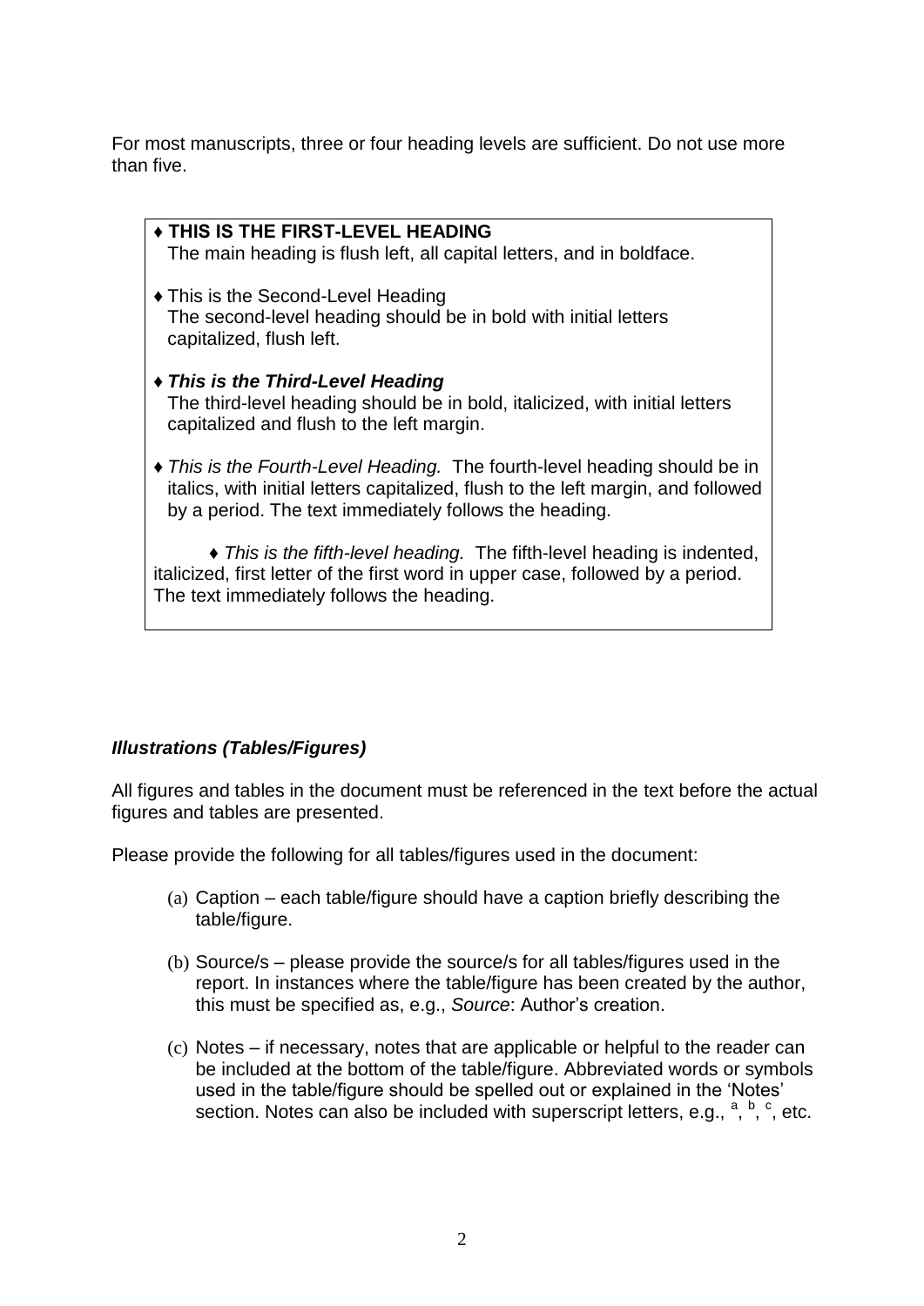For most manuscripts, three or four heading levels are sufficient. Do not use more than five.

♦ **THIS IS THE FIRST-LEVEL HEADING**
The main heading is flush left, all capital letters, and in boldface.

♦ This is the Second-Level Heading
The second-level heading should be in bold with initial letters capitalized, flush left.

♦ ***This is the Third-Level Heading***
The third-level heading should be in bold, italicized, with initial letters capitalized and flush to the left margin.

♦ *This is the Fourth-Level Heading.* The fourth-level heading should be in italics, with initial letters capitalized, flush to the left margin, and followed by a period. The text immediately follows the heading.

♦ *This is the fifth-level heading.* The fifth-level heading is indented, italicized, first letter of the first word in upper case, followed by a period. The text immediately follows the heading.

### ***Illustrations (Tables/Figures)***

All figures and tables in the document must be referenced in the text before the actual figures and tables are presented.

Please provide the following for all tables/figures used in the document:

(a) Caption – each table/figure should have a caption briefly describing the table/figure.

(b) Source/s – please provide the source/s for all tables/figures used in the report. In instances where the table/figure has been created by the author, this must be specified as, e.g., *Source*: Author's creation.

(c) Notes – if necessary, notes that are applicable or helpful to the reader can be included at the bottom of the table/figure. Abbreviated words or symbols used in the table/figure should be spelled out or explained in the 'Notes' section. Notes can also be included with superscript letters, e.g., [a], [b], [c], etc.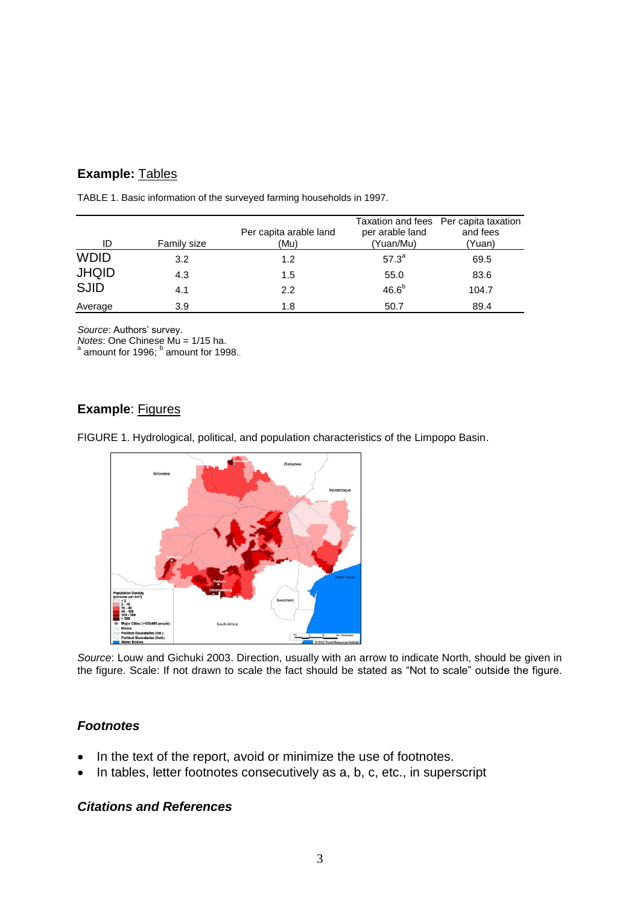### **Example:** Tables

TABLE 1. Basic information of the surveyed farming households in 1997.

| ID | Family size | Per capita arable land (Mu) | Taxation and fees per arable land (Yuan/Mu) | Per capita taxation and fees (Yuan) |
|---|---|---|---|---|
| WDID | 3.2 | 1.2 | 57.3[a] | 69.5 |
| JHQID | 4.3 | 1.5 | 55.0 | 83.6 |
| SJID | 4.1 | 2.2 | 46.6[b] | 104.7 |
| Average | 3.9 | 1.8 | 50.7 | 89.4 |

*Source*: Authors' survey.
*Notes*: One Chinese Mu = 1/15 ha.
[a] amount for 1996; [b] amount for 1998.

### **Example**: Figures

FIGURE 1. Hydrological, political, and population characteristics of the Limpopo Basin.

*Source*: Louw and Gichuki 2003. Direction, usually with an arrow to indicate North, should be given in the figure. Scale: If not drawn to scale the fact should be stated as "Not to scale" outside the figure.

### ***Footnotes***

- In the text of the report, avoid or minimize the use of footnotes.
- In tables, letter footnotes consecutively as a, b, c, etc., in superscript

### ***Citations and References***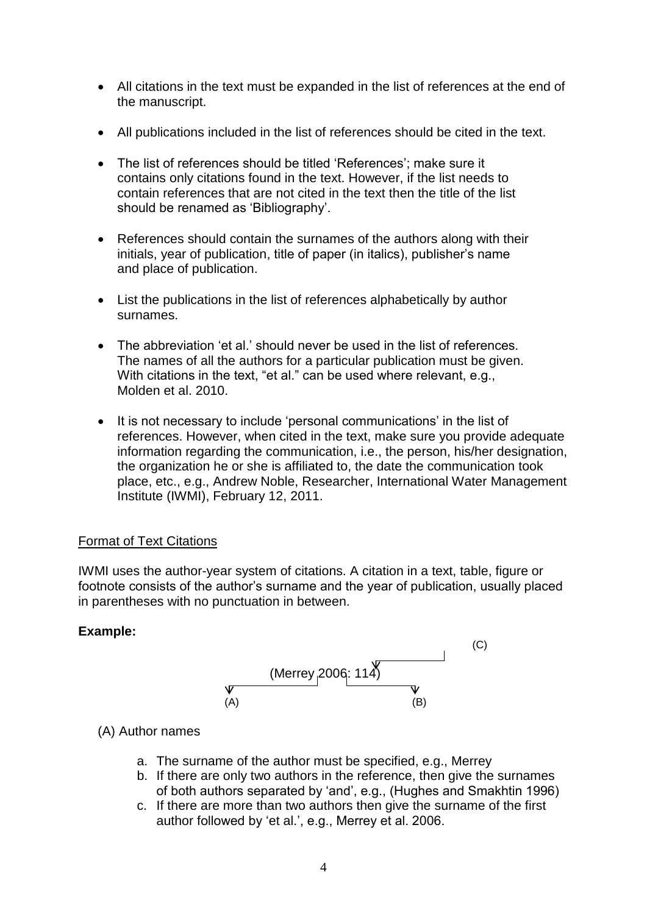- All citations in the text must be expanded in the list of references at the end of the manuscript.

- All publications included in the list of references should be cited in the text.

- The list of references should be titled 'References'; make sure it contains only citations found in the text. However, if the list needs to contain references that are not cited in the text then the title of the list should be renamed as 'Bibliography'.

- References should contain the surnames of the authors along with their initials, year of publication, title of paper (in italics), publisher's name and place of publication.

- List the publications in the list of references alphabetically by author surnames.

- The abbreviation 'et al.' should never be used in the list of references. The names of all the authors for a particular publication must be given. With citations in the text, "et al." can be used where relevant, e.g., Molden et al. 2010.

- It is not necessary to include 'personal communications' in the list of references. However, when cited in the text, make sure you provide adequate information regarding the communication, i.e., the person, his/her designation, the organization he or she is affiliated to, the date the communication took place, etc., e.g., Andrew Noble, Researcher, International Water Management Institute (IWMI), February 12, 2011.

<u>Format of Text Citations</u>

IWMI uses the author-year system of citations. A citation in a text, table, figure or footnote consists of the author's surname and the year of publication, usually placed in parentheses with no punctuation in between.

**Example:**

(C)

(Merrey 2006: 114)

(A) (B)

(A) Author names

a. The surname of the author must be specified, e.g., Merrey
b. If there are only two authors in the reference, then give the surnames of both authors separated by 'and', e.g., (Hughes and Smakhtin 1996)
c. If there are more than two authors then give the surname of the first author followed by 'et al.', e.g., Merrey et al. 2006.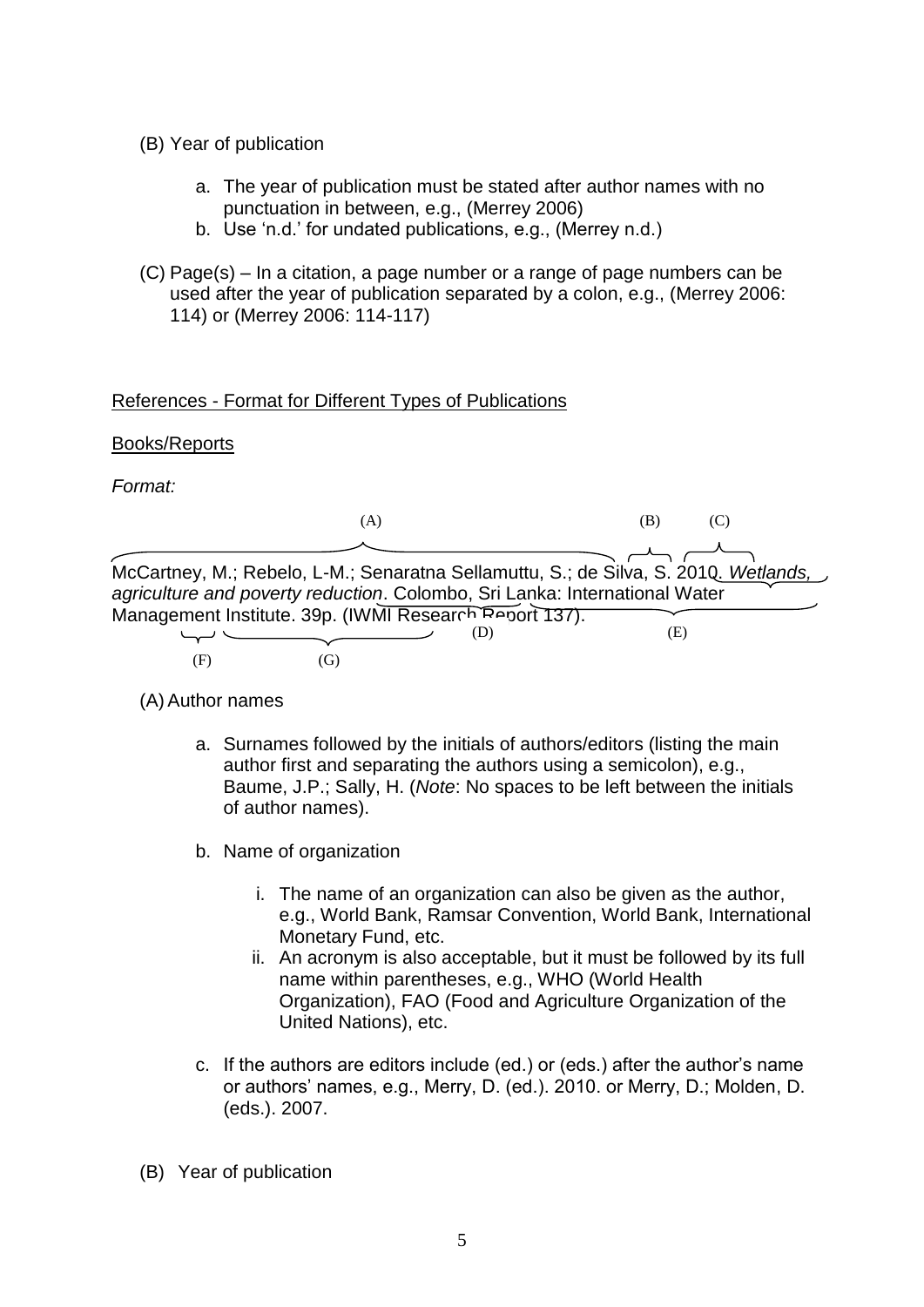(B) Year of publication

a. The year of publication must be stated after author names with no punctuation in between, e.g., (Merrey 2006)
b. Use 'n.d.' for undated publications, e.g., (Merrey n.d.)

(C) Page(s) – In a citation, a page number or a range of page numbers can be used after the year of publication separated by a colon, e.g., (Merrey 2006: 114) or (Merrey 2006: 114-117)

References - Format for Different Types of Publications

Books/Reports

*Format:*

(A) (B) (C)

McCartney, M.; Rebelo, L-M.; Senaratna Sellamuttu, S.; de Silva, S. 2010. *Wetlands, agriculture and poverty reduction*. Colombo, Sri Lanka: International Water Management Institute. 39p. (IWMI Research Report 137).

(D) (E)

(F) (G)

(A) Author names

a. Surnames followed by the initials of authors/editors (listing the main author first and separating the authors using a semicolon), e.g., Baume, J.P.; Sally, H. (*Note*: No spaces to be left between the initials of author names).

b. Name of organization

   i. The name of an organization can also be given as the author, e.g., World Bank, Ramsar Convention, World Bank, International Monetary Fund, etc.
   ii. An acronym is also acceptable, but it must be followed by its full name within parentheses, e.g., WHO (World Health Organization), FAO (Food and Agriculture Organization of the United Nations), etc.

c. If the authors are editors include (ed.) or (eds.) after the author's name or authors' names, e.g., Merry, D. (ed.). 2010. or Merry, D.; Molden, D. (eds.). 2007.

(B) Year of publication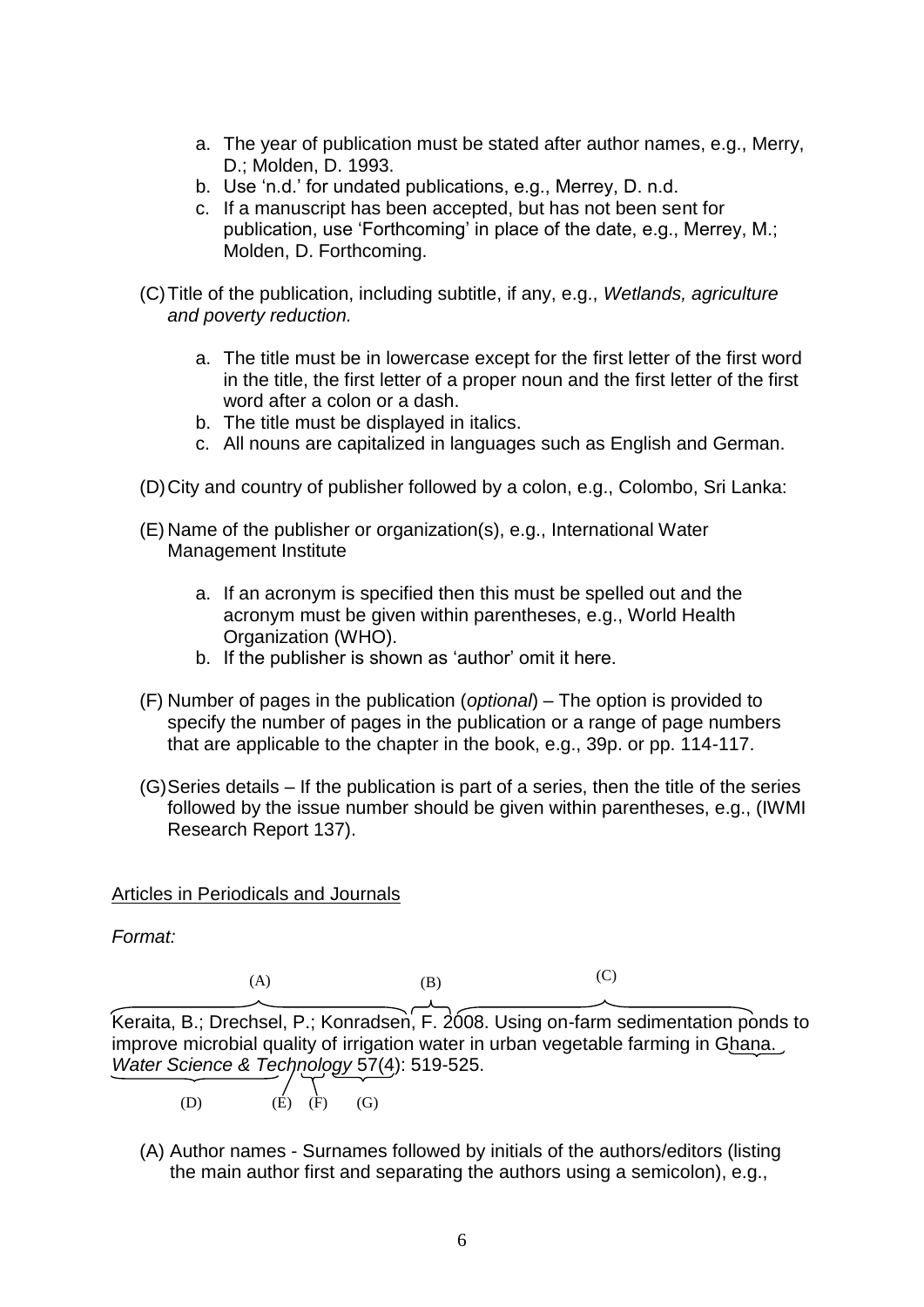a. The year of publication must be stated after author names, e.g., Merry, D.; Molden, D. 1993.
   b. Use 'n.d.' for undated publications, e.g., Merrey, D. n.d.
   c. If a manuscript has been accepted, but has not been sent for publication, use 'Forthcoming' in place of the date, e.g., Merrey, M.; Molden, D. Forthcoming.

(C) Title of the publication, including subtitle, if any, e.g., *Wetlands, agriculture and poverty reduction.*

   a. The title must be in lowercase except for the first letter of the first word in the title, the first letter of a proper noun and the first letter of the first word after a colon or a dash.
   b. The title must be displayed in italics.
   c. All nouns are capitalized in languages such as English and German.

(D) City and country of publisher followed by a colon, e.g., Colombo, Sri Lanka:

(E) Name of the publisher or organization(s), e.g., International Water Management Institute

   a. If an acronym is specified then this must be spelled out and the acronym must be given within parentheses, e.g., World Health Organization (WHO).
   b. If the publisher is shown as 'author' omit it here.

(F) Number of pages in the publication (*optional*) – The option is provided to specify the number of pages in the publication or a range of page numbers that are applicable to the chapter in the book, e.g., 39p. or pp. 114-117.

(G) Series details – If the publication is part of a series, then the title of the series followed by the issue number should be given within parentheses, e.g., (IWMI Research Report 137).

<u>Articles in Periodicals and Journals</u>

*Format:*

(A) Keraita, B.; Drechsel, P.; Konradsen, F. (B) 2008. (C) Using on-farm sedimentation ponds to improve microbial quality of irrigation water in urban vegetable farming in Ghana. (D) *Water Science & Technology* (E) 57(F) (4)(G): 519-525.

(A) Author names - Surnames followed by initials of the authors/editors (listing the main author first and separating the authors using a semicolon), e.g.,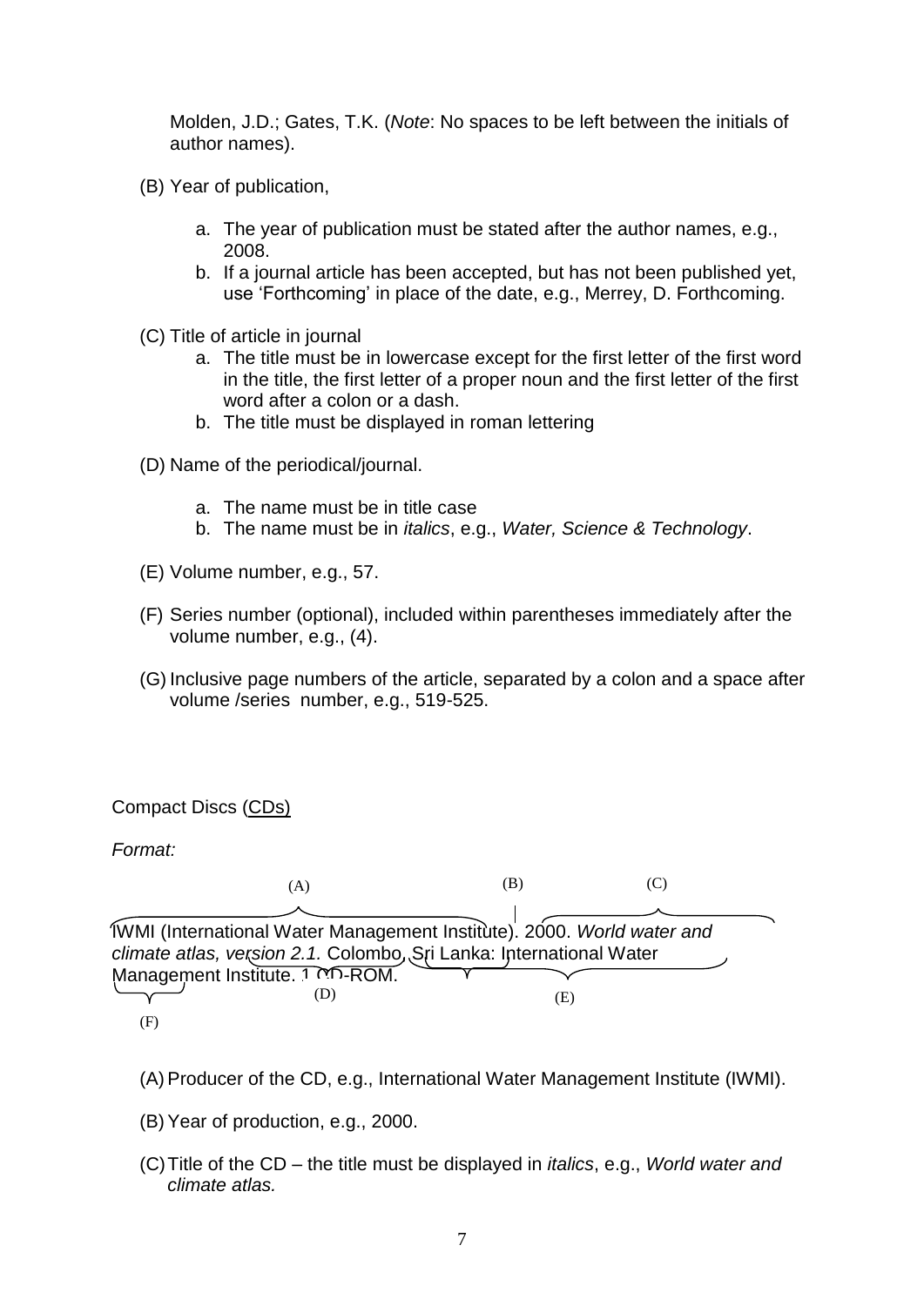Molden, J.D.; Gates, T.K. (*Note*: No spaces to be left between the initials of author names).

(B) Year of publication,

a. The year of publication must be stated after the author names, e.g., 2008.
b. If a journal article has been accepted, but has not been published yet, use 'Forthcoming' in place of the date, e.g., Merrey, D. Forthcoming.

(C) Title of article in journal

a. The title must be in lowercase except for the first letter of the first word in the title, the first letter of a proper noun and the first letter of the first word after a colon or a dash.
b. The title must be displayed in roman lettering

(D) Name of the periodical/journal.

a. The name must be in title case
b. The name must be in *italics*, e.g., *Water, Science & Technology*.

(E) Volume number, e.g., 57.

(F) Series number (optional), included within parentheses immediately after the volume number, e.g., (4).

(G) Inclusive page numbers of the article, separated by a colon and a space after volume /series number, e.g., 519-525.

Compact Discs (CDs)

*Format:*

(A) (B) (C)

IWMI (International Water Management Institute). 2000. *World water and climate atlas, version 2.1.* Colombo, Sri Lanka: International Water Management Institute. 1 CD-ROM.

(D) (E) (F)

(A) Producer of the CD, e.g., International Water Management Institute (IWMI).

(B) Year of production, e.g., 2000.

(C) Title of the CD – the title must be displayed in *italics*, e.g., *World water and climate atlas.*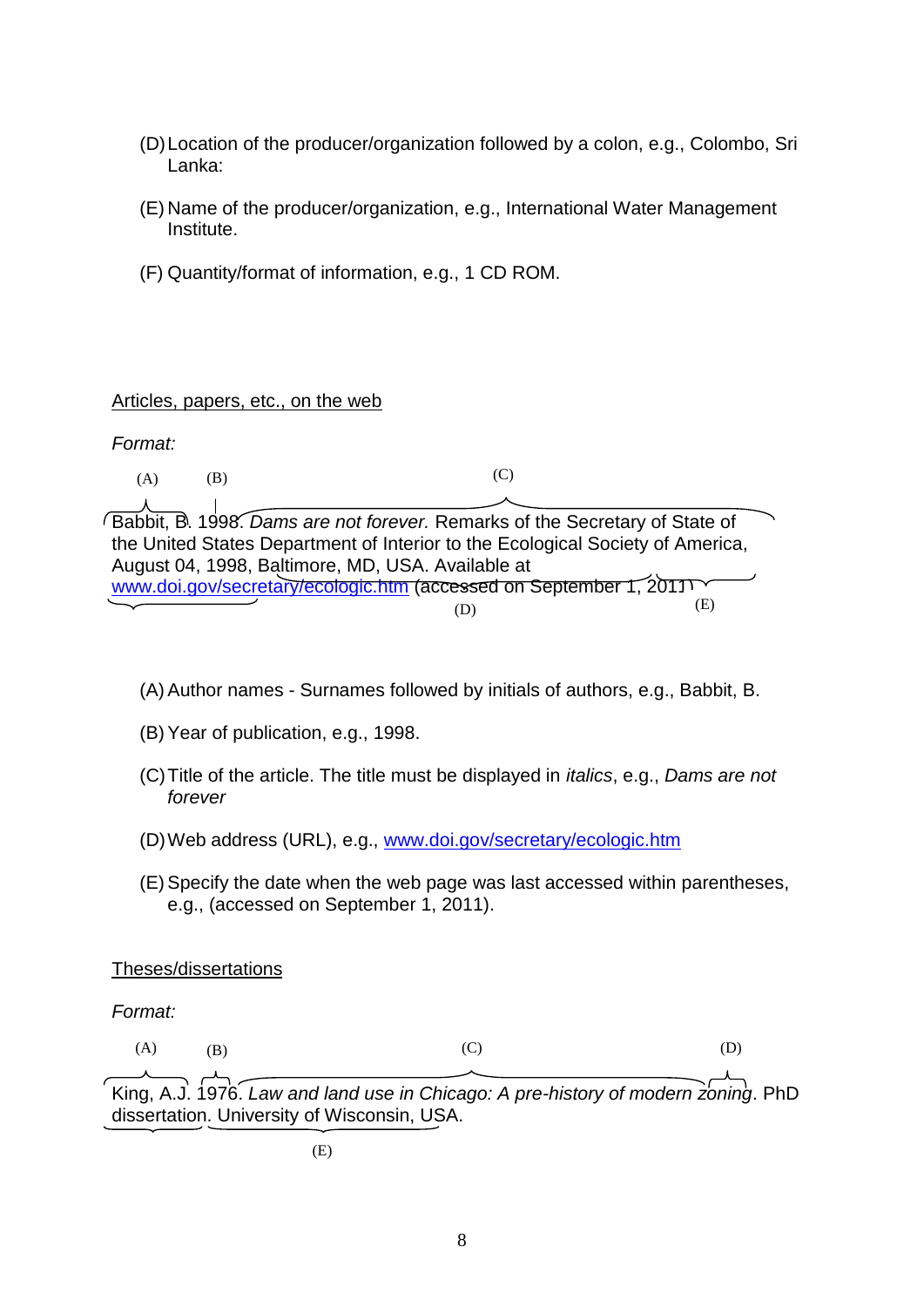(D) Location of the producer/organization followed by a colon, e.g., Colombo, Sri Lanka:

(E) Name of the producer/organization, e.g., International Water Management Institute.

(F) Quantity/format of information, e.g., 1 CD ROM.

<u>Articles, papers, etc., on the web</u>

*Format:*

(A) (B) (C)

Babbit, B. 1998. *Dams are not forever.* Remarks of the Secretary of State of the United States Department of Interior to the Ecological Society of America, August 04, 1998, Baltimore, MD, USA. Available at www.doi.gov/secretary/ecologic.htm (accessed on September 1, 2011)

(D) (E)

(A) Author names - Surnames followed by initials of authors, e.g., Babbit, B.

(B) Year of publication, e.g., 1998.

(C) Title of the article. The title must be displayed in *italics*, e.g., *Dams are not forever*

(D) Web address (URL), e.g., www.doi.gov/secretary/ecologic.htm

(E) Specify the date when the web page was last accessed within parentheses, e.g., (accessed on September 1, 2011).

<u>Theses/dissertations</u>

*Format:*

(A) (B) (C) (D)

King, A.J. 1976. *Law and land use in Chicago: A pre-history of modern zoning*. PhD dissertation. University of Wisconsin, USA.

(E)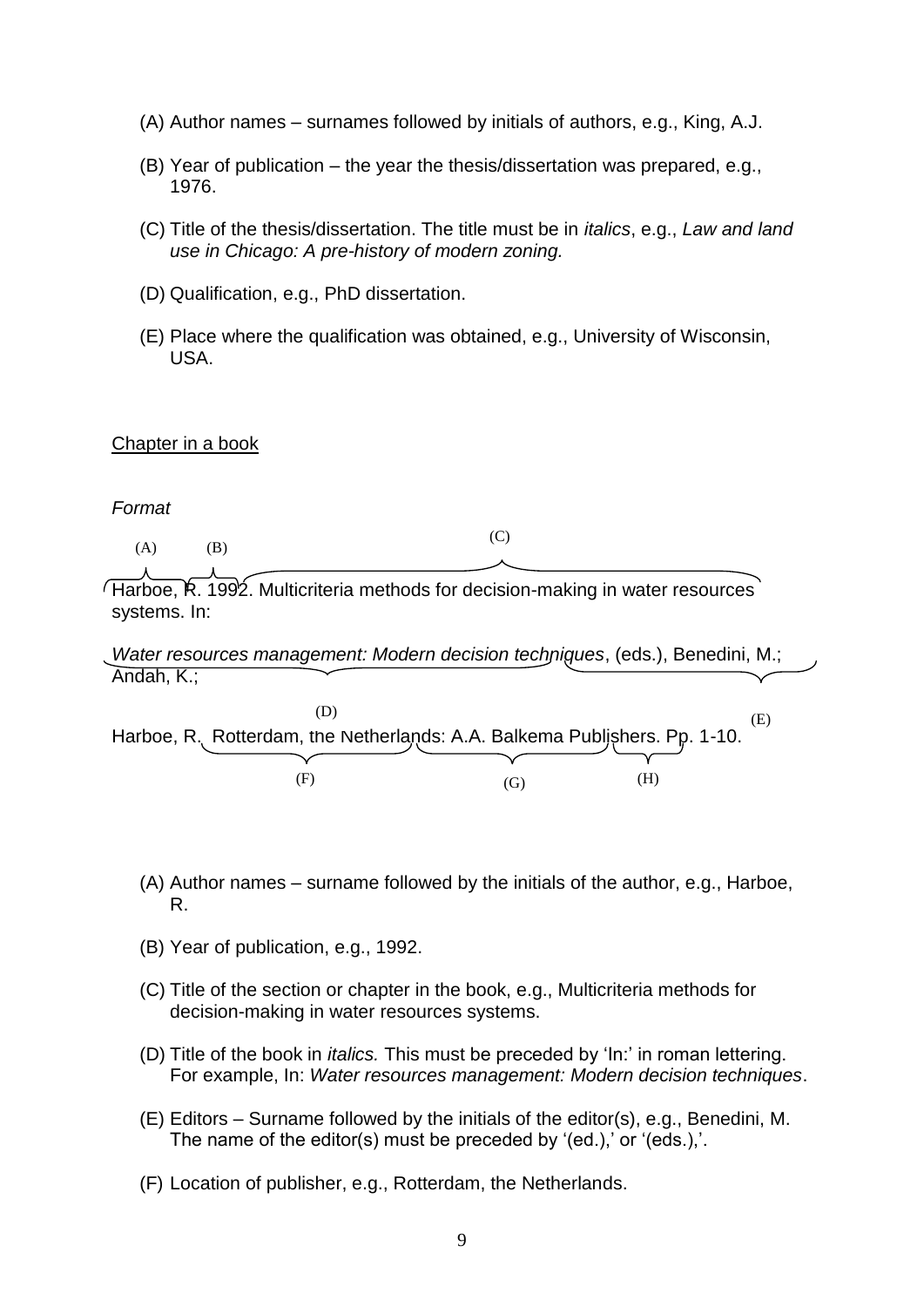(A) Author names – surnames followed by initials of authors, e.g., King, A.J.

(B) Year of publication – the year the thesis/dissertation was prepared, e.g., 1976.

(C) Title of the thesis/dissertation. The title must be in *italics*, e.g., *Law and land use in Chicago: A pre-history of modern zoning.*

(D) Qualification, e.g., PhD dissertation.

(E) Place where the qualification was obtained, e.g., University of Wisconsin, USA.

<u>Chapter in a book</u>

*Format*

(A) (B) (C)

Harboe, R. 1992. Multicriteria methods for decision-making in water resources systems. In:

*Water resources management: Modern decision techniques*, (eds.), Benedini, M.; Andah, K.;

(D) (E)

Harboe, R. Rotterdam, the Netherlands: A.A. Balkema Publishers. Pp. 1-10.

(F) (G) (H)

(A) Author names – surname followed by the initials of the author, e.g., Harboe, R.

(B) Year of publication, e.g., 1992.

(C) Title of the section or chapter in the book, e.g., Multicriteria methods for decision-making in water resources systems.

(D) Title of the book in *italics.* This must be preceded by 'In:' in roman lettering. For example, In: *Water resources management: Modern decision techniques*.

(E) Editors – Surname followed by the initials of the editor(s), e.g., Benedini, M. The name of the editor(s) must be preceded by '(ed.),' or '(eds.),'.

(F) Location of publisher, e.g., Rotterdam, the Netherlands.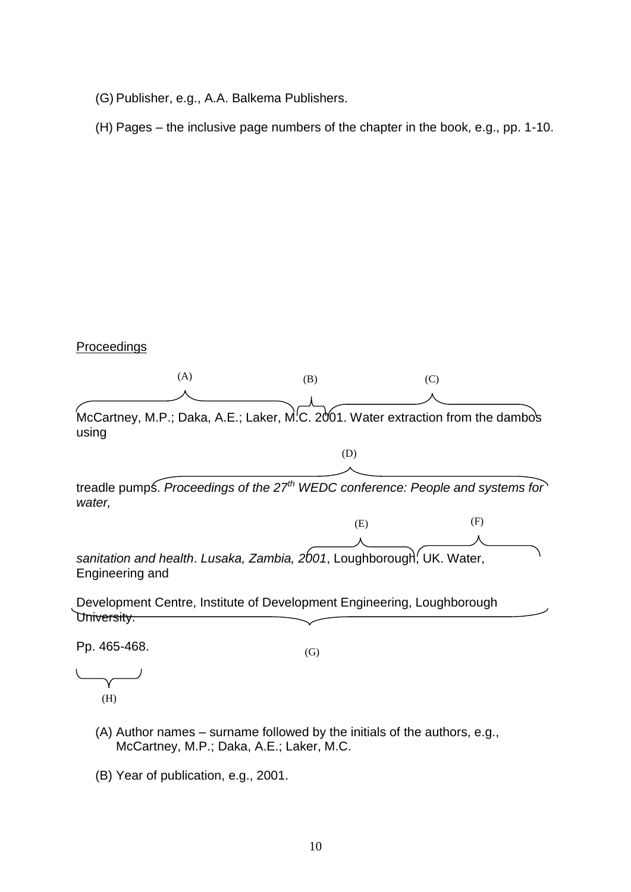(G) Publisher, e.g., A.A. Balkema Publishers.

(H) Pages – the inclusive page numbers of the chapter in the book, e.g., pp. 1-10.

Proceedings

McCartney, M.P.; Daka, A.E.; Laker, M.C. 2001. Water extraction from the dambos using treadle pumps. *Proceedings of the 27th WEDC conference: People and systems for water, sanitation and health*. *Lusaka, Zambia, 2001*, Loughborough, UK. Water, Engineering and Development Centre, Institute of Development Engineering, Loughborough University. Pp. 465-468.

(A) (B) (C) (D) (E) (F) (G) (H)

(A) Author names – surname followed by the initials of the authors, e.g., McCartney, M.P.; Daka, A.E.; Laker, M.C.

(B) Year of publication, e.g., 2001.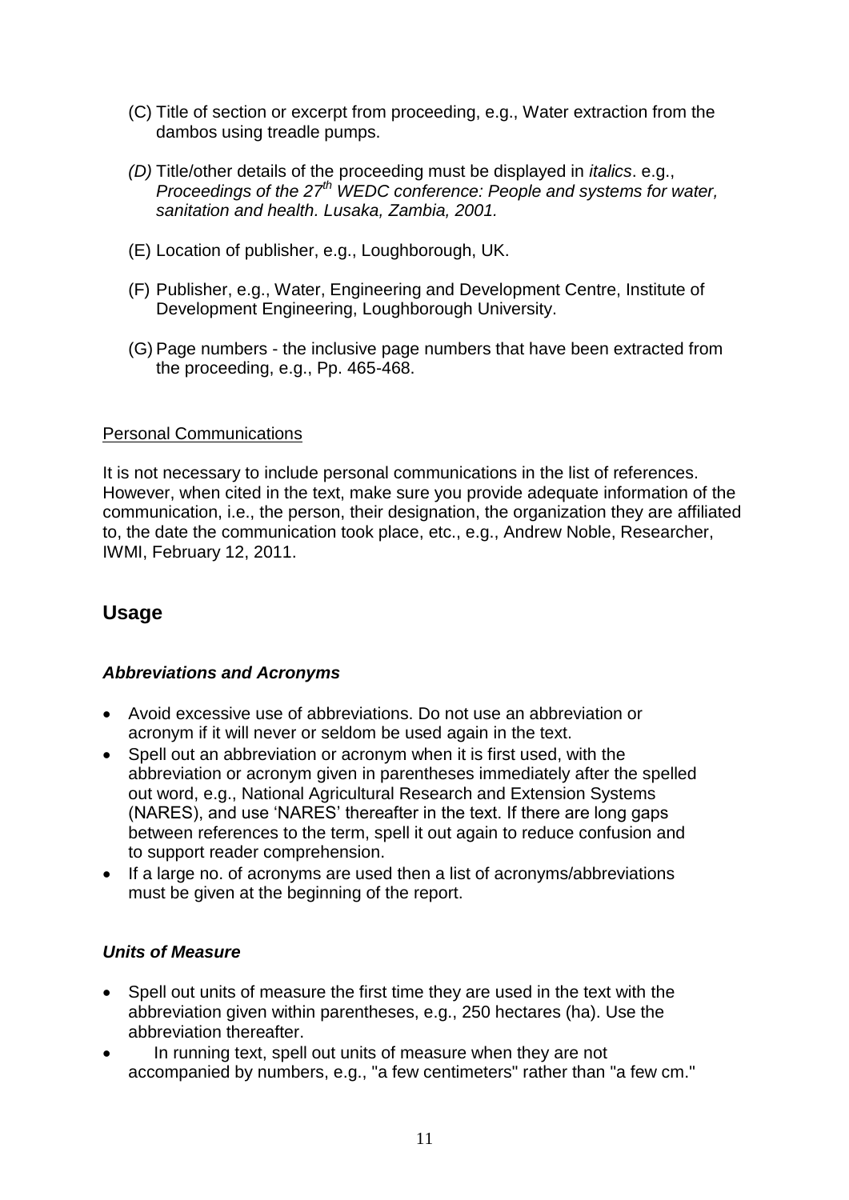(C) Title of section or excerpt from proceeding, e.g., Water extraction from the dambos using treadle pumps.

*(D)* Title/other details of the proceeding must be displayed in *italics*. e.g., *Proceedings of the 27th WEDC conference: People and systems for water, sanitation and health. Lusaka, Zambia, 2001.*

(E) Location of publisher, e.g., Loughborough, UK.

(F) Publisher, e.g., Water, Engineering and Development Centre, Institute of Development Engineering, Loughborough University.

(G) Page numbers - the inclusive page numbers that have been extracted from the proceeding, e.g., Pp. 465-468.

Personal Communications

It is not necessary to include personal communications in the list of references. However, when cited in the text, make sure you provide adequate information of the communication, i.e., the person, their designation, the organization they are affiliated to, the date the communication took place, etc., e.g., Andrew Noble, Researcher, IWMI, February 12, 2011.

## Usage

### *Abbreviations and Acronyms*

- Avoid excessive use of abbreviations. Do not use an abbreviation or acronym if it will never or seldom be used again in the text.
- Spell out an abbreviation or acronym when it is first used, with the abbreviation or acronym given in parentheses immediately after the spelled out word, e.g., National Agricultural Research and Extension Systems (NARES), and use 'NARES' thereafter in the text. If there are long gaps between references to the term, spell it out again to reduce confusion and to support reader comprehension.
- If a large no. of acronyms are used then a list of acronyms/abbreviations must be given at the beginning of the report.

### *Units of Measure*

- Spell out units of measure the first time they are used in the text with the abbreviation given within parentheses, e.g., 250 hectares (ha). Use the abbreviation thereafter.
- In running text, spell out units of measure when they are not accompanied by numbers, e.g., "a few centimeters" rather than "a few cm."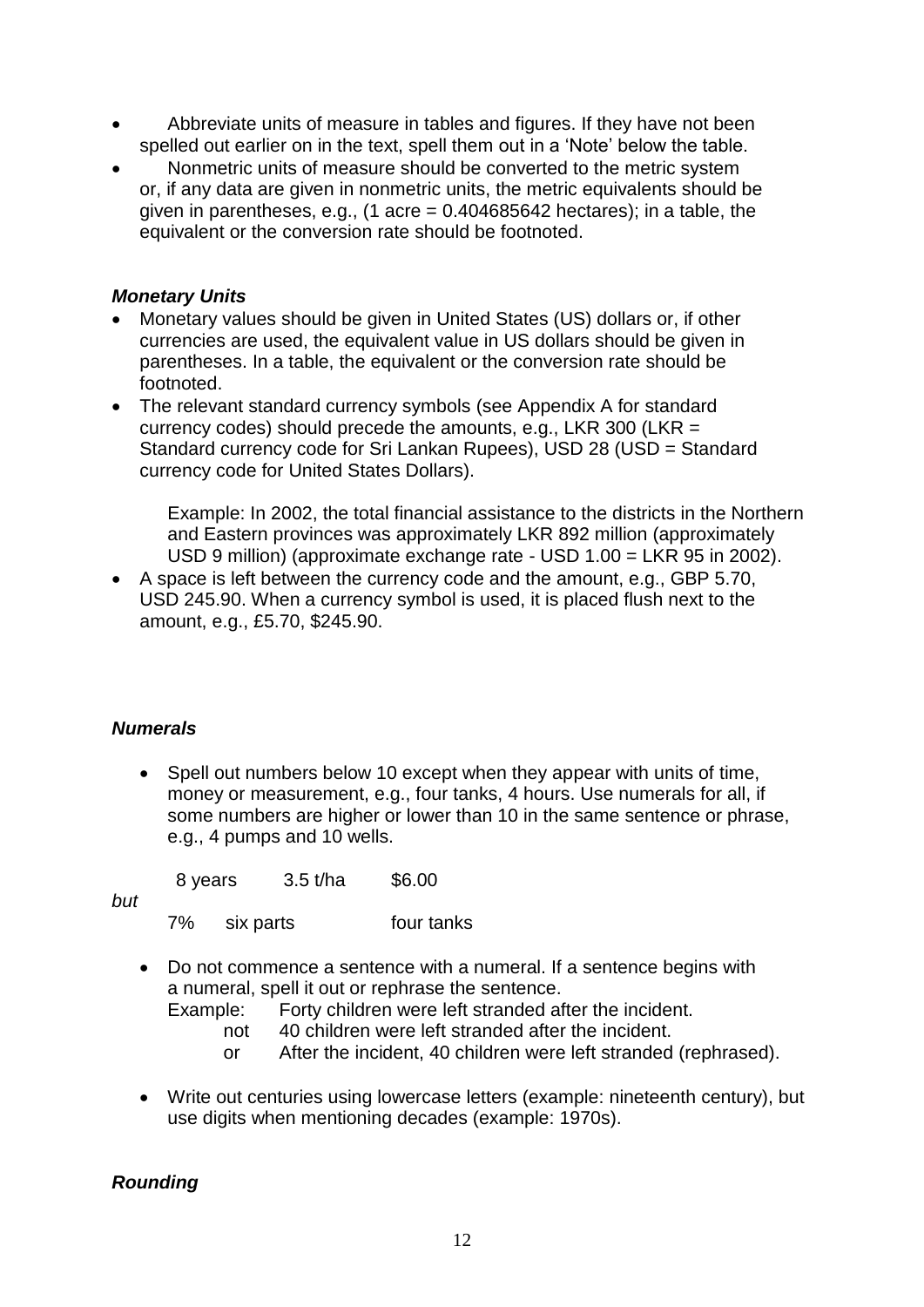- Abbreviate units of measure in tables and figures. If they have not been spelled out earlier on in the text, spell them out in a 'Note' below the table.
- Nonmetric units of measure should be converted to the metric system or, if any data are given in nonmetric units, the metric equivalents should be given in parentheses, e.g., (1 acre = 0.404685642 hectares); in a table, the equivalent or the conversion rate should be footnoted.

### *Monetary Units*

- Monetary values should be given in United States (US) dollars or, if other currencies are used, the equivalent value in US dollars should be given in parentheses. In a table, the equivalent or the conversion rate should be footnoted.
- The relevant standard currency symbols (see Appendix A for standard currency codes) should precede the amounts, e.g., LKR 300 (LKR = Standard currency code for Sri Lankan Rupees), USD 28 (USD = Standard currency code for United States Dollars).

  Example: In 2002, the total financial assistance to the districts in the Northern and Eastern provinces was approximately LKR 892 million (approximately USD 9 million) (approximate exchange rate - USD 1.00 = LKR 95 in 2002).
- A space is left between the currency code and the amount, e.g., GBP 5.70, USD 245.90. When a currency symbol is used, it is placed flush next to the amount, e.g., £5.70, $245.90.

### *Numerals*

- Spell out numbers below 10 except when they appear with units of time, money or measurement, e.g., four tanks, 4 hours. Use numerals for all, if some numbers are higher or lower than 10 in the same sentence or phrase, e.g., 4 pumps and 10 wells.

  8 years 3.5 t/ha $6.00

*but*

  7% six parts four tanks

- Do not commence a sentence with a numeral. If a sentence begins with a numeral, spell it out or rephrase the sentence.

  Example: Forty children were left stranded after the incident.
  not 40 children were left stranded after the incident.
  or After the incident, 40 children were left stranded (rephrased).

- Write out centuries using lowercase letters (example: nineteenth century), but use digits when mentioning decades (example: 1970s).

### *Rounding*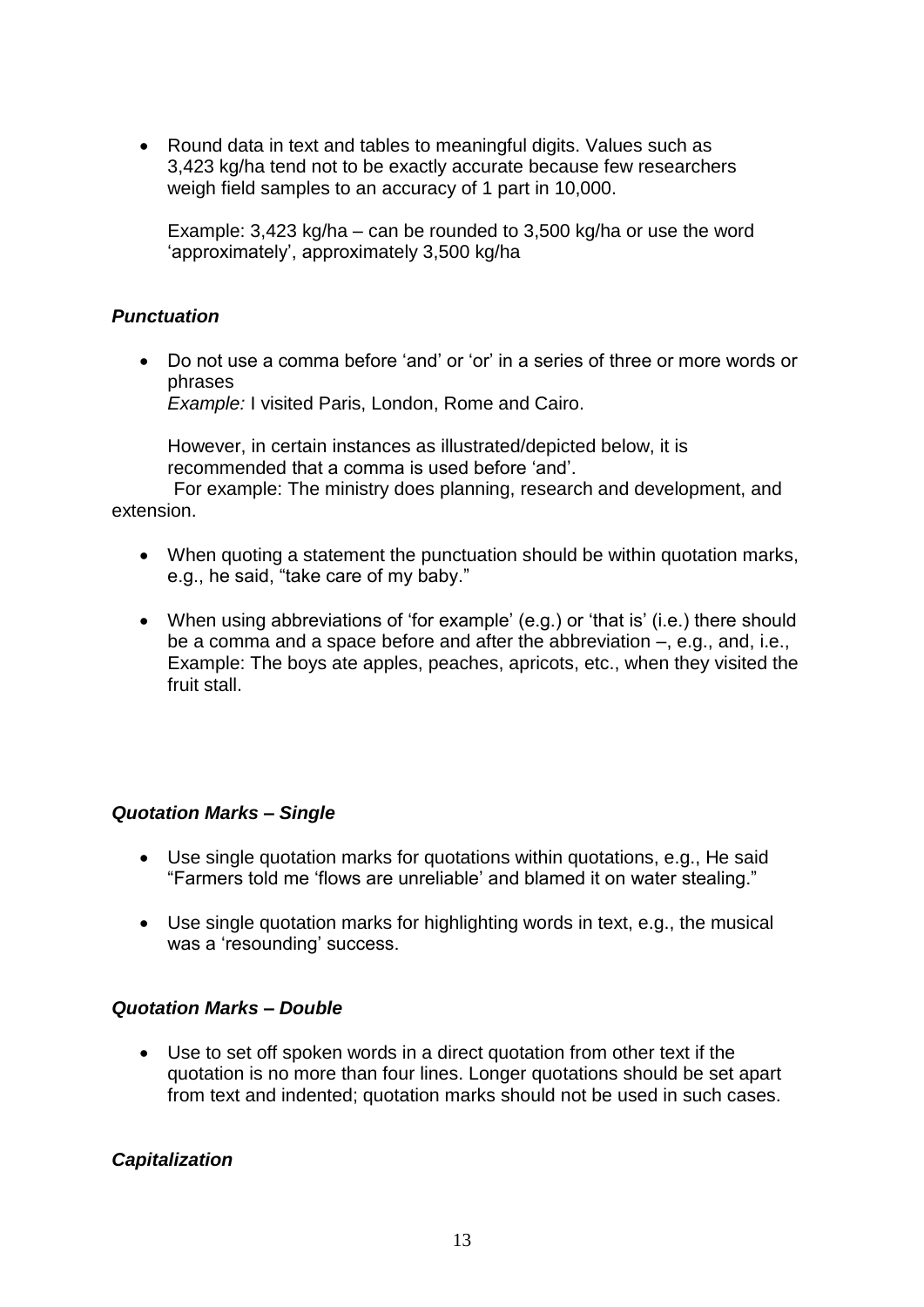- Round data in text and tables to meaningful digits. Values such as 3,423 kg/ha tend not to be exactly accurate because few researchers weigh field samples to an accuracy of 1 part in 10,000.

  Example: 3,423 kg/ha – can be rounded to 3,500 kg/ha or use the word 'approximately', approximately 3,500 kg/ha

### *Punctuation*

- Do not use a comma before 'and' or 'or' in a series of three or more words or phrases
  *Example:* I visited Paris, London, Rome and Cairo.

  However, in certain instances as illustrated/depicted below, it is recommended that a comma is used before 'and'.

  For example: The ministry does planning, research and development, and extension.

- When quoting a statement the punctuation should be within quotation marks, e.g., he said, "take care of my baby."

- When using abbreviations of 'for example' (e.g.) or 'that is' (i.e.) there should be a comma and a space before and after the abbreviation –, e.g., and, i.e., Example: The boys ate apples, peaches, apricots, etc., when they visited the fruit stall.

### *Quotation Marks – Single*

- Use single quotation marks for quotations within quotations, e.g., He said "Farmers told me 'flows are unreliable' and blamed it on water stealing."

- Use single quotation marks for highlighting words in text, e.g., the musical was a 'resounding' success.

### *Quotation Marks – Double*

- Use to set off spoken words in a direct quotation from other text if the quotation is no more than four lines. Longer quotations should be set apart from text and indented; quotation marks should not be used in such cases.

### *Capitalization*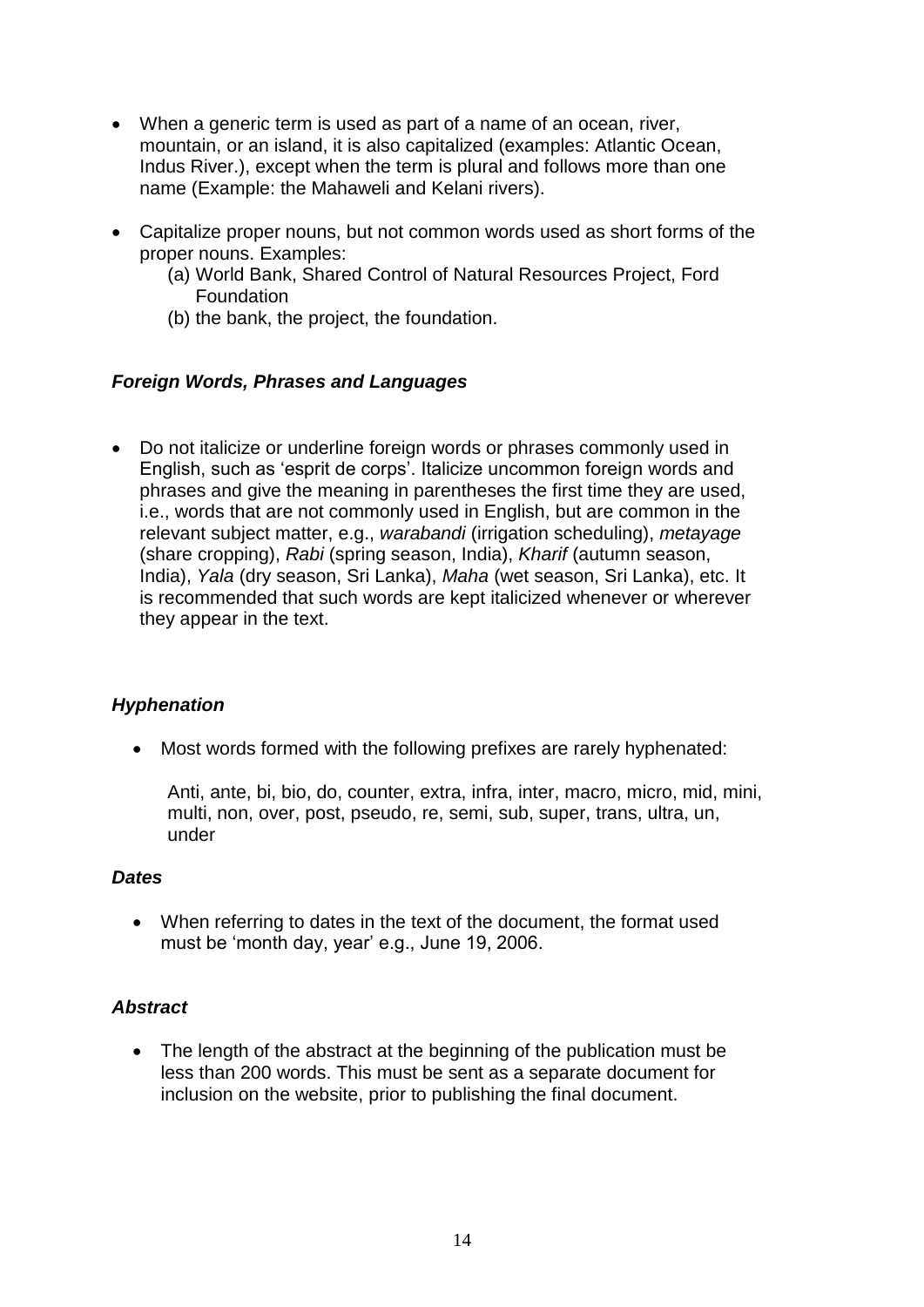- When a generic term is used as part of a name of an ocean, river, mountain, or an island, it is also capitalized (examples: Atlantic Ocean, Indus River.), except when the term is plural and follows more than one name (Example: the Mahaweli and Kelani rivers).

- Capitalize proper nouns, but not common words used as short forms of the proper nouns. Examples:
  (a) World Bank, Shared Control of Natural Resources Project, Ford Foundation
  (b) the bank, the project, the foundation.

### ***Foreign Words, Phrases and Languages***

- Do not italicize or underline foreign words or phrases commonly used in English, such as 'esprit de corps'. Italicize uncommon foreign words and phrases and give the meaning in parentheses the first time they are used, i.e., words that are not commonly used in English, but are common in the relevant subject matter, e.g., *warabandi* (irrigation scheduling), *metayage* (share cropping), *Rabi* (spring season, India), *Kharif* (autumn season, India), *Yala* (dry season, Sri Lanka), *Maha* (wet season, Sri Lanka), etc. It is recommended that such words are kept italicized whenever or wherever they appear in the text.

### ***Hyphenation***

- Most words formed with the following prefixes are rarely hyphenated:

  Anti, ante, bi, bio, do, counter, extra, infra, inter, macro, micro, mid, mini, multi, non, over, post, pseudo, re, semi, sub, super, trans, ultra, un, under

### ***Dates***

- When referring to dates in the text of the document, the format used must be 'month day, year' e.g., June 19, 2006.

### ***Abstract***

- The length of the abstract at the beginning of the publication must be less than 200 words. This must be sent as a separate document for inclusion on the website, prior to publishing the final document.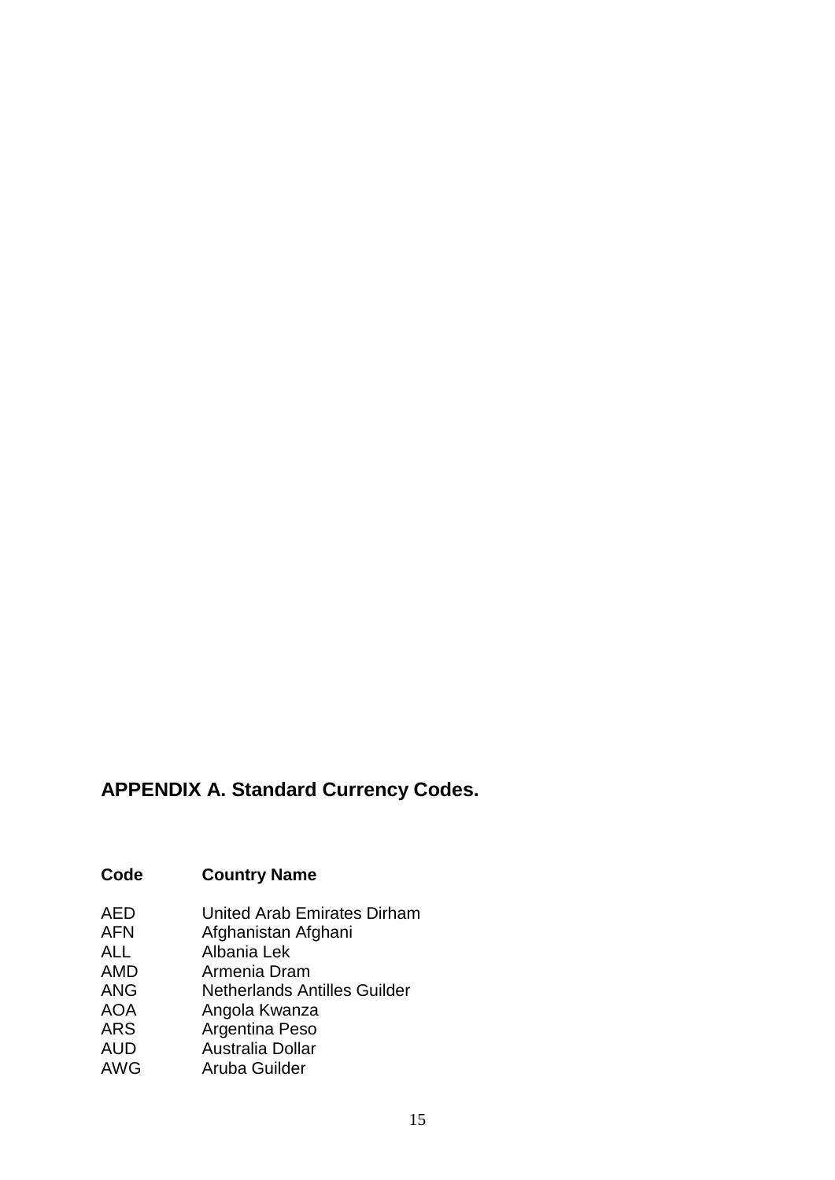## APPENDIX A. Standard Currency Codes.

| Code | Country Name |
|---|---|
| AED | United Arab Emirates Dirham |
| AFN | Afghanistan Afghani |
| ALL | Albania Lek |
| AMD | Armenia Dram |
| ANG | Netherlands Antilles Guilder |
| AOA | Angola Kwanza |
| ARS | Argentina Peso |
| AUD | Australia Dollar |
| AWG | Aruba Guilder |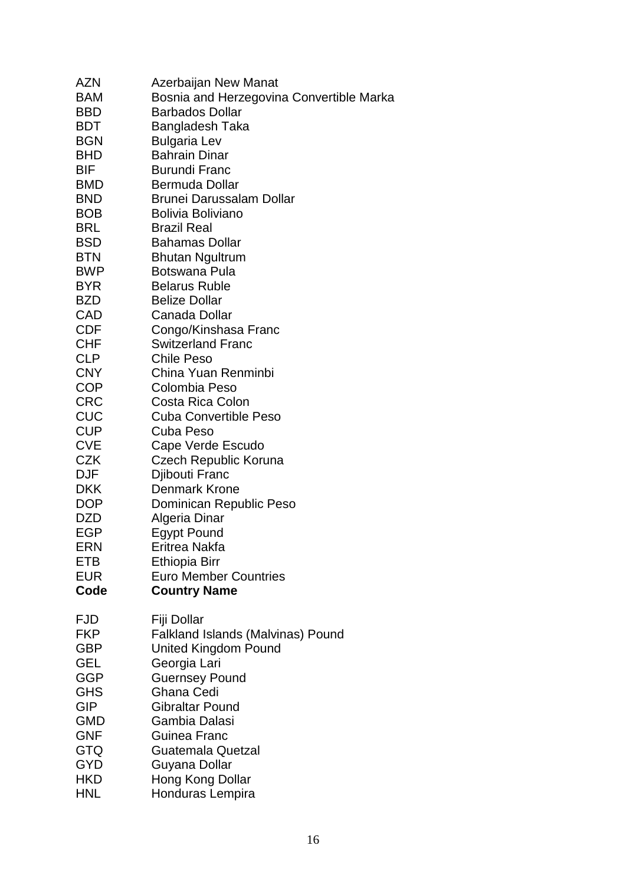| Code | Country Name |
|---|---|
| AZN | Azerbaijan New Manat |
| BAM | Bosnia and Herzegovina Convertible Marka |
| BBD | Barbados Dollar |
| BDT | Bangladesh Taka |
| BGN | Bulgaria Lev |
| BHD | Bahrain Dinar |
| BIF | Burundi Franc |
| BMD | Bermuda Dollar |
| BND | Brunei Darussalam Dollar |
| BOB | Bolivia Boliviano |
| BRL | Brazil Real |
| BSD | Bahamas Dollar |
| BTN | Bhutan Ngultrum |
| BWP | Botswana Pula |
| BYR | Belarus Ruble |
| BZD | Belize Dollar |
| CAD | Canada Dollar |
| CDF | Congo/Kinshasa Franc |
| CHF | Switzerland Franc |
| CLP | Chile Peso |
| CNY | China Yuan Renminbi |
| COP | Colombia Peso |
| CRC | Costa Rica Colon |
| CUC | Cuba Convertible Peso |
| CUP | Cuba Peso |
| CVE | Cape Verde Escudo |
| CZK | Czech Republic Koruna |
| DJF | Djibouti Franc |
| DKK | Denmark Krone |
| DOP | Dominican Republic Peso |
| DZD | Algeria Dinar |
| EGP | Egypt Pound |
| ERN | Eritrea Nakfa |
| ETB | Ethiopia Birr |
| EUR | Euro Member Countries |

| **Code** | **Country Name** |
|---|---|
| FJD | Fiji Dollar |
| FKP | Falkland Islands (Malvinas) Pound |
| GBP | United Kingdom Pound |
| GEL | Georgia Lari |
| GGP | Guernsey Pound |
| GHS | Ghana Cedi |
| GIP | Gibraltar Pound |
| GMD | Gambia Dalasi |
| GNF | Guinea Franc |
| GTQ | Guatemala Quetzal |
| GYD | Guyana Dollar |
| HKD | Hong Kong Dollar |
| HNL | Honduras Lempira |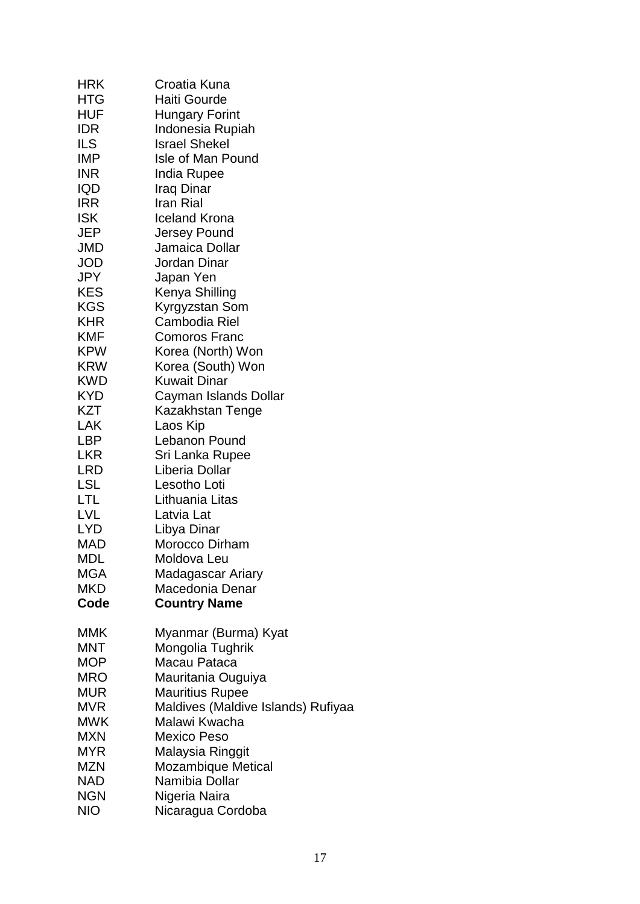| | |
|---|---|
| HRK | Croatia Kuna |
| HTG | Haiti Gourde |
| HUF | Hungary Forint |
| IDR | Indonesia Rupiah |
| ILS | Israel Shekel |
| IMP | Isle of Man Pound |
| INR | India Rupee |
| IQD | Iraq Dinar |
| IRR | Iran Rial |
| ISK | Iceland Krona |
| JEP | Jersey Pound |
| JMD | Jamaica Dollar |
| JOD | Jordan Dinar |
| JPY | Japan Yen |
| KES | Kenya Shilling |
| KGS | Kyrgyzstan Som |
| KHR | Cambodia Riel |
| KMF | Comoros Franc |
| KPW | Korea (North) Won |
| KRW | Korea (South) Won |
| KWD | Kuwait Dinar |
| KYD | Cayman Islands Dollar |
| KZT | Kazakhstan Tenge |
| LAK | Laos Kip |
| LBP | Lebanon Pound |
| LKR | Sri Lanka Rupee |
| LRD | Liberia Dollar |
| LSL | Lesotho Loti |
| LTL | Lithuania Litas |
| LVL | Latvia Lat |
| LYD | Libya Dinar |
| MAD | Morocco Dirham |
| MDL | Moldova Leu |
| MGA | Madagascar Ariary |
| MKD | Macedonia Denar |

| Code | Country Name |
|---|---|
| MMK | Myanmar (Burma) Kyat |
| MNT | Mongolia Tughrik |
| MOP | Macau Pataca |
| MRO | Mauritania Ouguiya |
| MUR | Mauritius Rupee |
| MVR | Maldives (Maldive Islands) Rufiyaa |
| MWK | Malawi Kwacha |
| MXN | Mexico Peso |
| MYR | Malaysia Ringgit |
| MZN | Mozambique Metical |
| NAD | Namibia Dollar |
| NGN | Nigeria Naira |
| NIO | Nicaragua Cordoba |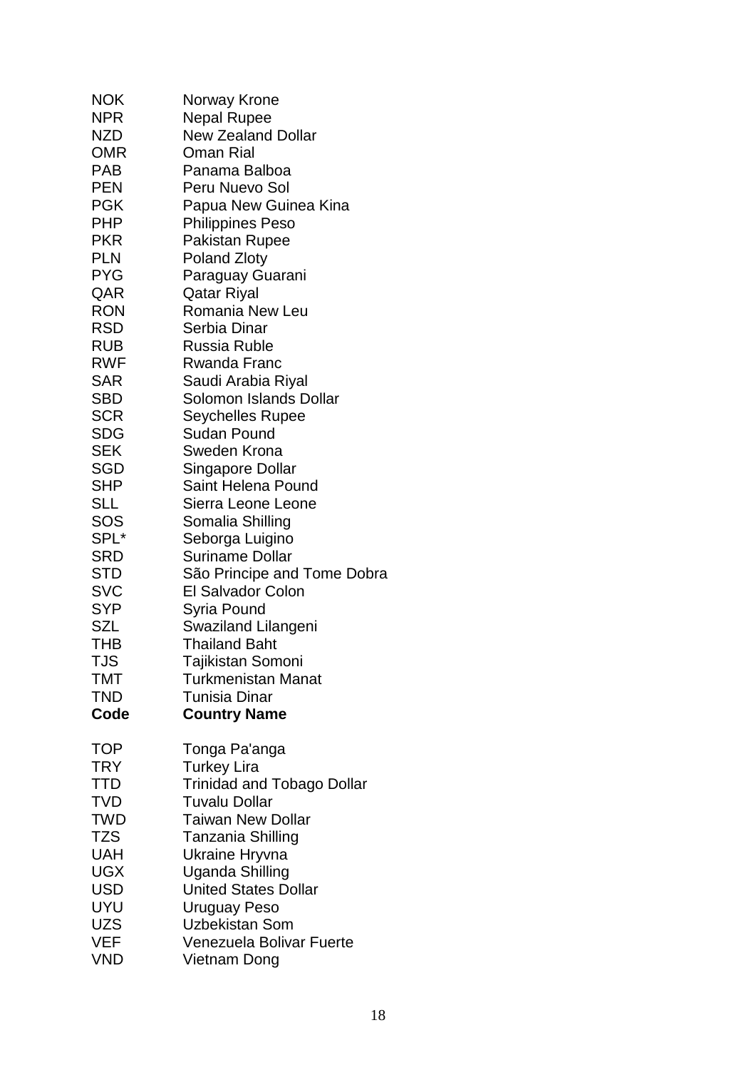| | |
|---|---|
| NOK | Norway Krone |
| NPR | Nepal Rupee |
| NZD | New Zealand Dollar |
| OMR | Oman Rial |
| PAB | Panama Balboa |
| PEN | Peru Nuevo Sol |
| PGK | Papua New Guinea Kina |
| PHP | Philippines Peso |
| PKR | Pakistan Rupee |
| PLN | Poland Zloty |
| PYG | Paraguay Guarani |
| QAR | Qatar Riyal |
| RON | Romania New Leu |
| RSD | Serbia Dinar |
| RUB | Russia Ruble |
| RWF | Rwanda Franc |
| SAR | Saudi Arabia Riyal |
| SBD | Solomon Islands Dollar |
| SCR | Seychelles Rupee |
| SDG | Sudan Pound |
| SEK | Sweden Krona |
| SGD | Singapore Dollar |
| SHP | Saint Helena Pound |
| SLL | Sierra Leone Leone |
| SOS | Somalia Shilling |
| SPL* | Seborga Luigino |
| SRD | Suriname Dollar |
| STD | São Principe and Tome Dobra |
| SVC | El Salvador Colon |
| SYP | Syria Pound |
| SZL | Swaziland Lilangeni |
| THB | Thailand Baht |
| TJS | Tajikistan Somoni |
| TMT | Turkmenistan Manat |
| TND | Tunisia Dinar |

| **Code** | **Country Name** |
|---|---|
| TOP | Tonga Pa'anga |
| TRY | Turkey Lira |
| TTD | Trinidad and Tobago Dollar |
| TVD | Tuvalu Dollar |
| TWD | Taiwan New Dollar |
| TZS | Tanzania Shilling |
| UAH | Ukraine Hryvna |
| UGX | Uganda Shilling |
| USD | United States Dollar |
| UYU | Uruguay Peso |
| UZS | Uzbekistan Som |
| VEF | Venezuela Bolivar Fuerte |
| VND | Vietnam Dong |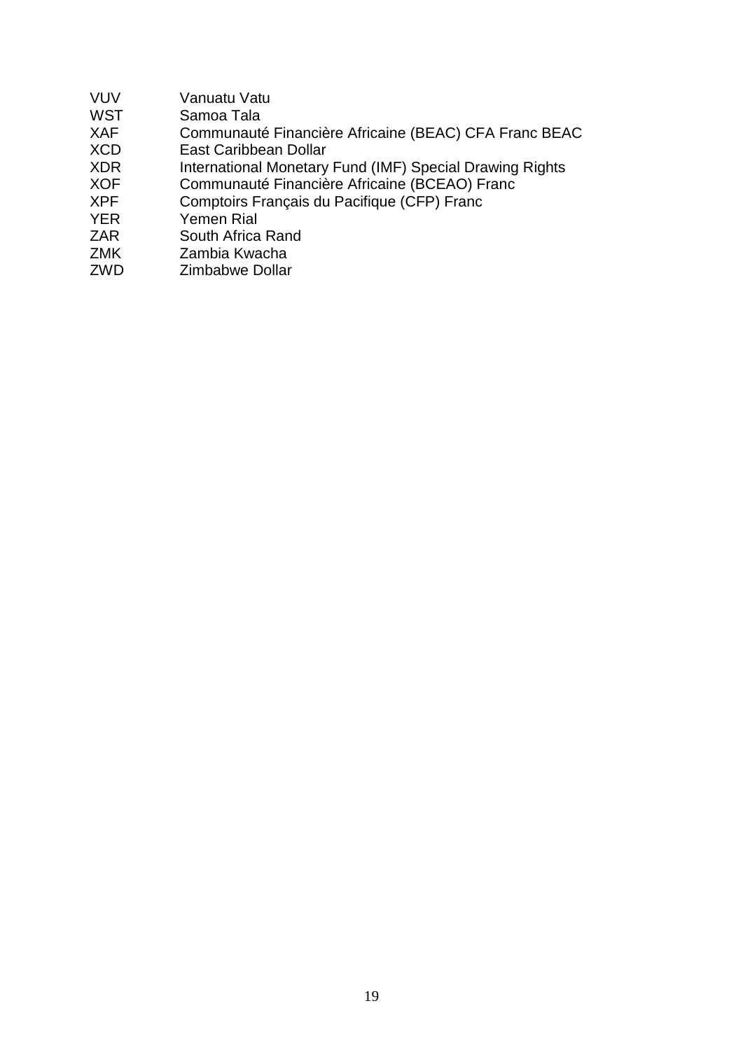| | |
|---|---|
| VUV | Vanuatu Vatu |
| WST | Samoa Tala |
| XAF | Communauté Financière Africaine (BEAC) CFA Franc BEAC |
| XCD | East Caribbean Dollar |
| XDR | International Monetary Fund (IMF) Special Drawing Rights |
| XOF | Communauté Financière Africaine (BCEAO) Franc |
| XPF | Comptoirs Français du Pacifique (CFP) Franc |
| YER | Yemen Rial |
| ZAR | South Africa Rand |
| ZMK | Zambia Kwacha |
| ZWD | Zimbabwe Dollar |